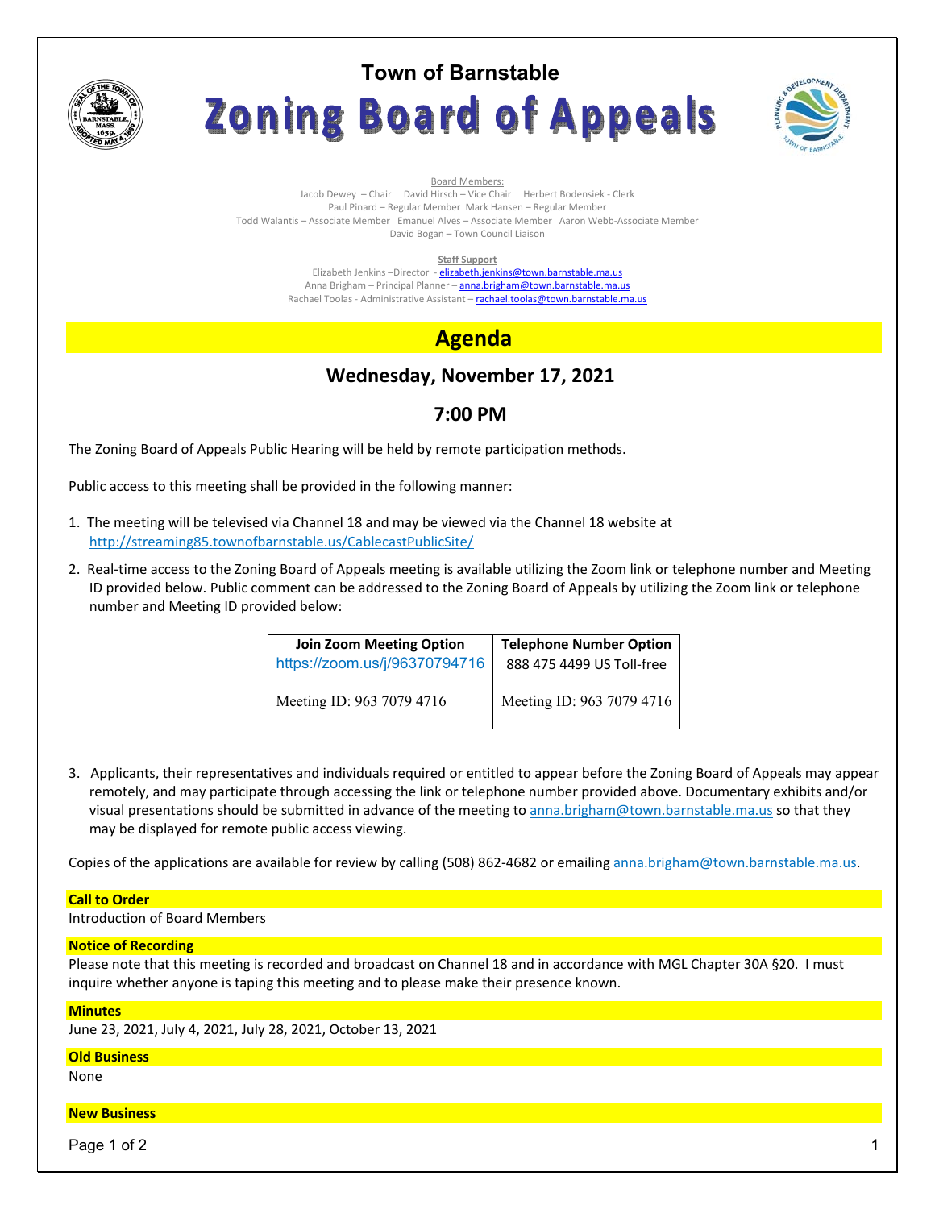# Town of Barnstable

# Zoning Board of Appeals

Board Members:

Jacob Dewey – Chair David Hirsch – Vice Chair Herbert Bodensiek - Clerk
Paul Pinard – Regular Member Mark Hansen – Regular Member
Todd Walantis – Associate Member Emanuel Alves – Associate Member Aaron Webb-Associate Member
David Bogan – Town Council Liaison

**Staff Support**

Elizabeth Jenkins –Director - elizabeth.jenkins@town.barnstable.ma.us
Anna Brigham – Principal Planner – anna.brigham@town.barnstable.ma.us
Rachael Toolas - Administrative Assistant – rachael.toolas@town.barnstable.ma.us

## Agenda

### Wednesday, November 17, 2021

### 7:00 PM

The Zoning Board of Appeals Public Hearing will be held by remote participation methods.

Public access to this meeting shall be provided in the following manner:

1. The meeting will be televised via Channel 18 and may be viewed via the Channel 18 website at http://streaming85.townofbarnstable.us/CablecastPublicSite/
2. Real-time access to the Zoning Board of Appeals meeting is available utilizing the Zoom link or telephone number and Meeting ID provided below. Public comment can be addressed to the Zoning Board of Appeals by utilizing the Zoom link or telephone number and Meeting ID provided below:

| Join Zoom Meeting Option | Telephone Number Option |
|---|---|
| https://zoom.us/j/96370794716 | 888 475 4499 US Toll-free |
| Meeting ID: 963 7079 4716 | Meeting ID: 963 7079 4716 |

3. Applicants, their representatives and individuals required or entitled to appear before the Zoning Board of Appeals may appear remotely, and may participate through accessing the link or telephone number provided above. Documentary exhibits and/or visual presentations should be submitted in advance of the meeting to anna.brigham@town.barnstable.ma.us so that they may be displayed for remote public access viewing.

Copies of the applications are available for review by calling (508) 862-4682 or emailing anna.brigham@town.barnstable.ma.us.

**Call to Order**

Introduction of Board Members

**Notice of Recording**

Please note that this meeting is recorded and broadcast on Channel 18 and in accordance with MGL Chapter 30A §20. I must inquire whether anyone is taping this meeting and to please make their presence known.

**Minutes**

June 23, 2021, July 4, 2021, July 28, 2021, October 13, 2021

**Old Business**

None

**New Business**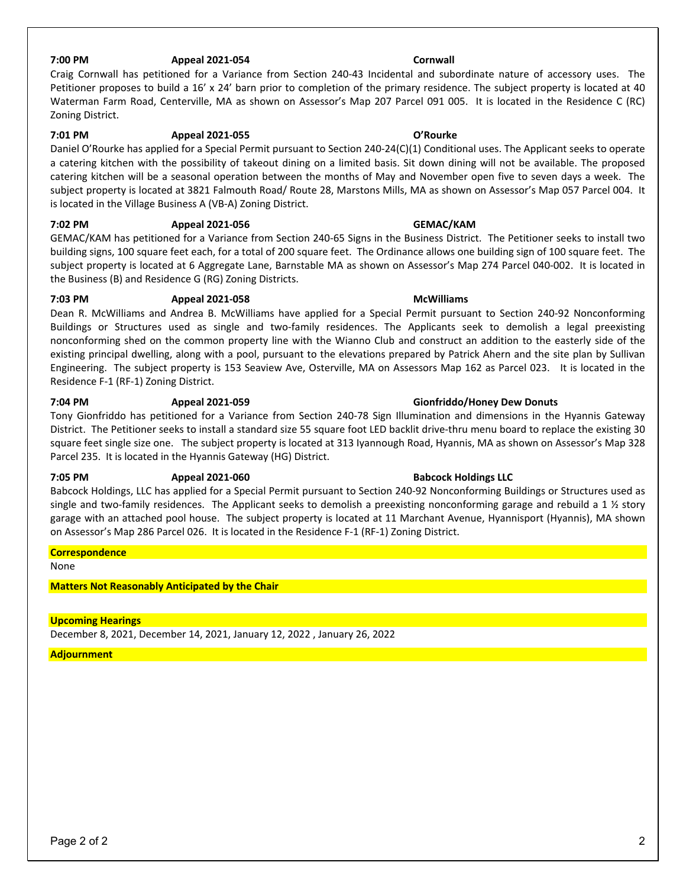**7:00 PM Appeal 2021-054 Cornwall**

Craig Cornwall has petitioned for a Variance from Section 240-43 Incidental and subordinate nature of accessory uses. The Petitioner proposes to build a 16' x 24' barn prior to completion of the primary residence. The subject property is located at 40 Waterman Farm Road, Centerville, MA as shown on Assessor's Map 207 Parcel 091 005. It is located in the Residence C (RC) Zoning District.

**7:01 PM Appeal 2021-055 O'Rourke**

Daniel O'Rourke has applied for a Special Permit pursuant to Section 240-24(C)(1) Conditional uses. The Applicant seeks to operate a catering kitchen with the possibility of takeout dining on a limited basis. Sit down dining will not be available. The proposed catering kitchen will be a seasonal operation between the months of May and November open five to seven days a week. The subject property is located at 3821 Falmouth Road/ Route 28, Marstons Mills, MA as shown on Assessor's Map 057 Parcel 004. It is located in the Village Business A (VB-A) Zoning District.

**7:02 PM Appeal 2021-056 GEMAC/KAM**

GEMAC/KAM has petitioned for a Variance from Section 240-65 Signs in the Business District. The Petitioner seeks to install two building signs, 100 square feet each, for a total of 200 square feet. The Ordinance allows one building sign of 100 square feet. The subject property is located at 6 Aggregate Lane, Barnstable MA as shown on Assessor's Map 274 Parcel 040-002. It is located in the Business (B) and Residence G (RG) Zoning Districts.

**7:03 PM Appeal 2021-058 McWilliams**

Dean R. McWilliams and Andrea B. McWilliams have applied for a Special Permit pursuant to Section 240-92 Nonconforming Buildings or Structures used as single and two-family residences. The Applicants seek to demolish a legal preexisting nonconforming shed on the common property line with the Wianno Club and construct an addition to the easterly side of the existing principal dwelling, along with a pool, pursuant to the elevations prepared by Patrick Ahern and the site plan by Sullivan Engineering. The subject property is 153 Seaview Ave, Osterville, MA on Assessors Map 162 as Parcel 023. It is located in the Residence F-1 (RF-1) Zoning District.

**7:04 PM Appeal 2021-059 Gionfriddo/Honey Dew Donuts**

Tony Gionfriddo has petitioned for a Variance from Section 240-78 Sign Illumination and dimensions in the Hyannis Gateway District. The Petitioner seeks to install a standard size 55 square foot LED backlit drive-thru menu board to replace the existing 30 square feet single size one. The subject property is located at 313 Iyannough Road, Hyannis, MA as shown on Assessor's Map 328 Parcel 235. It is located in the Hyannis Gateway (HG) District.

**7:05 PM Appeal 2021-060 Babcock Holdings LLC**

Babcock Holdings, LLC has applied for a Special Permit pursuant to Section 240-92 Nonconforming Buildings or Structures used as single and two-family residences. The Applicant seeks to demolish a preexisting nonconforming garage and rebuild a 1 ½ story garage with an attached pool house. The subject property is located at 11 Marchant Avenue, Hyannisport (Hyannis), MA shown on Assessor's Map 286 Parcel 026. It is located in the Residence F-1 (RF-1) Zoning District.

**Correspondence**

None

**Matters Not Reasonably Anticipated by the Chair**

**Upcoming Hearings**

December 8, 2021, December 14, 2021, January 12, 2022 , January 26, 2022

**Adjournment**